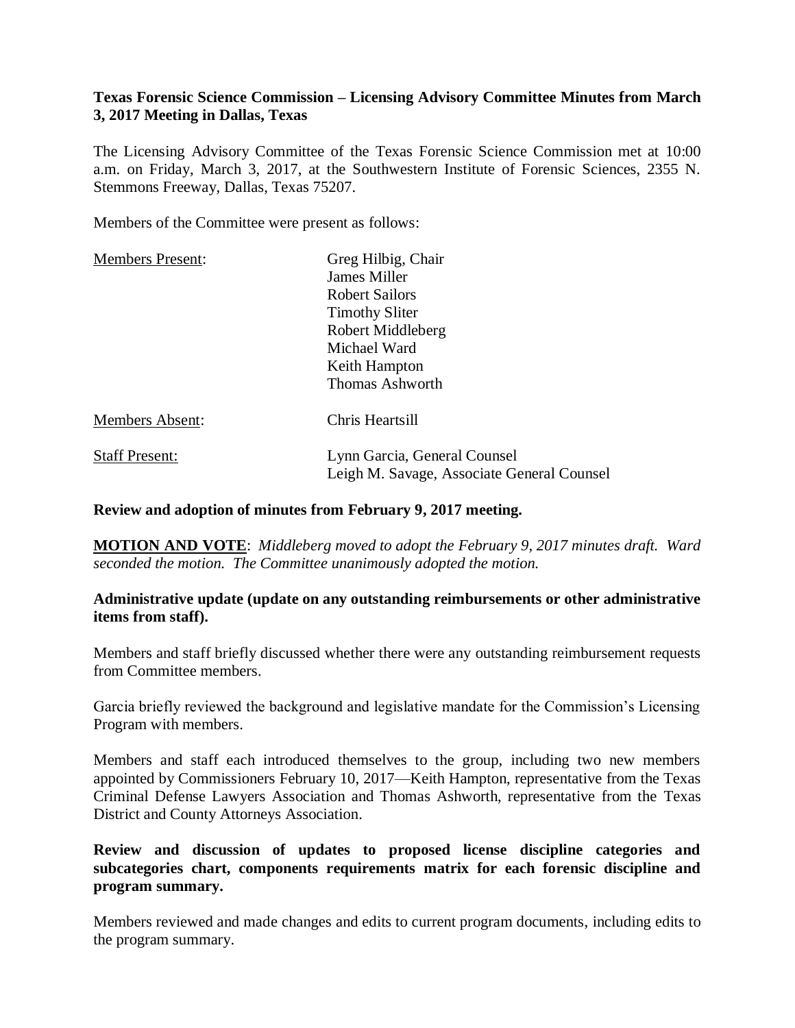**Texas Forensic Science Commission – Licensing Advisory Committee Minutes from March 3, 2017 Meeting in Dallas, Texas**

The Licensing Advisory Committee of the Texas Forensic Science Commission met at 10:00 a.m. on Friday, March 3, 2017, at the Southwestern Institute of Forensic Sciences, 2355 N. Stemmons Freeway, Dallas, Texas 75207.

Members of the Committee were present as follows:

| | |
|---|---|
| Members Present: | Greg Hilbig, Chair<br>James Miller<br>Robert Sailors<br>Timothy Sliter<br>Robert Middleberg<br>Michael Ward<br>Keith Hampton<br>Thomas Ashworth |
| Members Absent: | Chris Heartsill |
| Staff Present: | Lynn Garcia, General Counsel<br>Leigh M. Savage, Associate General Counsel |

**Review and adoption of minutes from February 9, 2017 meeting.**

**MOTION AND VOTE**: *Middleberg moved to adopt the February 9, 2017 minutes draft. Ward seconded the motion. The Committee unanimously adopted the motion.*

**Administrative update (update on any outstanding reimbursements or other administrative items from staff).**

Members and staff briefly discussed whether there were any outstanding reimbursement requests from Committee members.

Garcia briefly reviewed the background and legislative mandate for the Commission's Licensing Program with members.

Members and staff each introduced themselves to the group, including two new members appointed by Commissioners February 10, 2017—Keith Hampton, representative from the Texas Criminal Defense Lawyers Association and Thomas Ashworth, representative from the Texas District and County Attorneys Association.

**Review and discussion of updates to proposed license discipline categories and subcategories chart, components requirements matrix for each forensic discipline and program summary.**

Members reviewed and made changes and edits to current program documents, including edits to the program summary.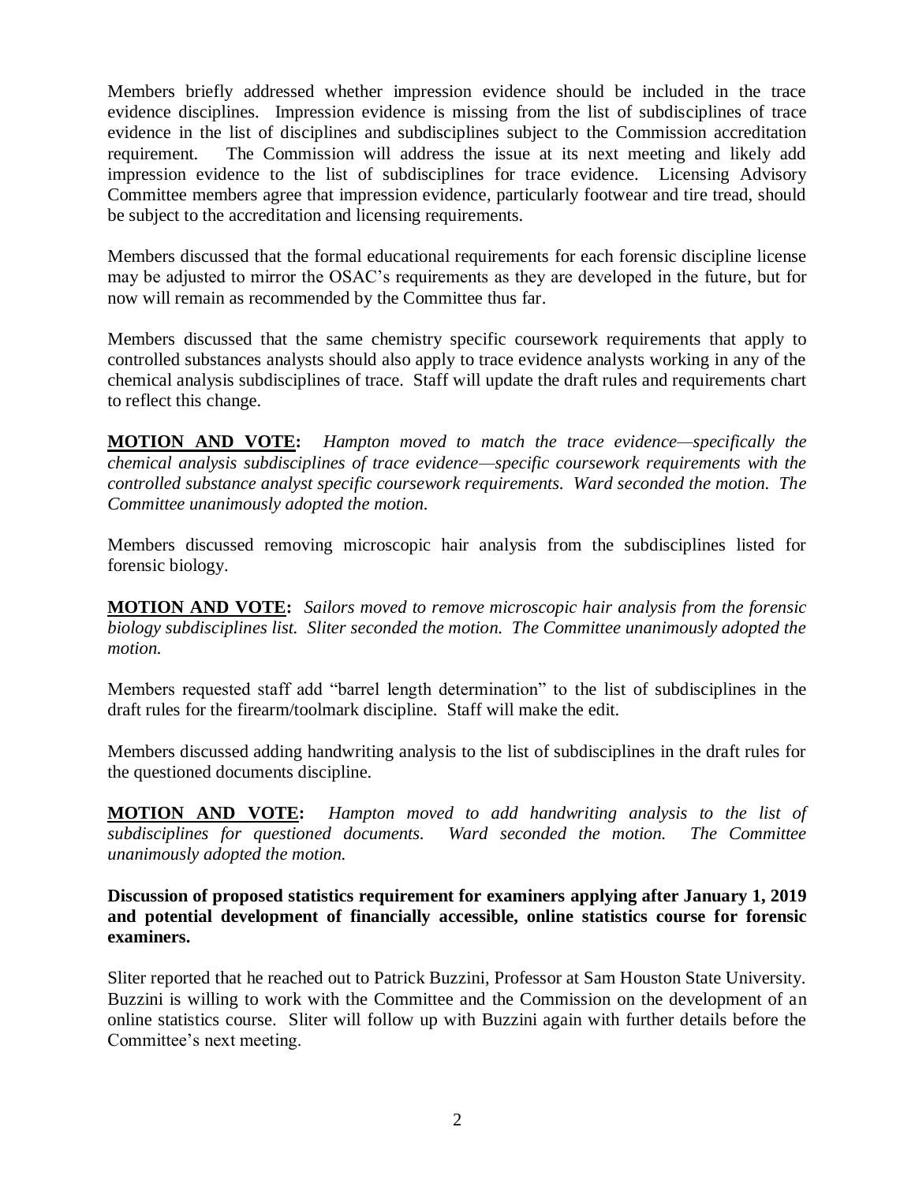Members briefly addressed whether impression evidence should be included in the trace evidence disciplines. Impression evidence is missing from the list of subdisciplines of trace evidence in the list of disciplines and subdisciplines subject to the Commission accreditation requirement. The Commission will address the issue at its next meeting and likely add impression evidence to the list of subdisciplines for trace evidence. Licensing Advisory Committee members agree that impression evidence, particularly footwear and tire tread, should be subject to the accreditation and licensing requirements.

Members discussed that the formal educational requirements for each forensic discipline license may be adjusted to mirror the OSAC's requirements as they are developed in the future, but for now will remain as recommended by the Committee thus far.

Members discussed that the same chemistry specific coursework requirements that apply to controlled substances analysts should also apply to trace evidence analysts working in any of the chemical analysis subdisciplines of trace. Staff will update the draft rules and requirements chart to reflect this change.

**MOTION AND VOTE:** *Hampton moved to match the trace evidence—specifically the chemical analysis subdisciplines of trace evidence—specific coursework requirements with the controlled substance analyst specific coursework requirements. Ward seconded the motion. The Committee unanimously adopted the motion.*

Members discussed removing microscopic hair analysis from the subdisciplines listed for forensic biology.

**MOTION AND VOTE:** *Sailors moved to remove microscopic hair analysis from the forensic biology subdisciplines list. Sliter seconded the motion. The Committee unanimously adopted the motion.*

Members requested staff add "barrel length determination" to the list of subdisciplines in the draft rules for the firearm/toolmark discipline. Staff will make the edit.

Members discussed adding handwriting analysis to the list of subdisciplines in the draft rules for the questioned documents discipline.

**MOTION AND VOTE:** *Hampton moved to add handwriting analysis to the list of subdisciplines for questioned documents. Ward seconded the motion. The Committee unanimously adopted the motion.*

**Discussion of proposed statistics requirement for examiners applying after January 1, 2019 and potential development of financially accessible, online statistics course for forensic examiners.**

Sliter reported that he reached out to Patrick Buzzini, Professor at Sam Houston State University. Buzzini is willing to work with the Committee and the Commission on the development of an online statistics course. Sliter will follow up with Buzzini again with further details before the Committee's next meeting.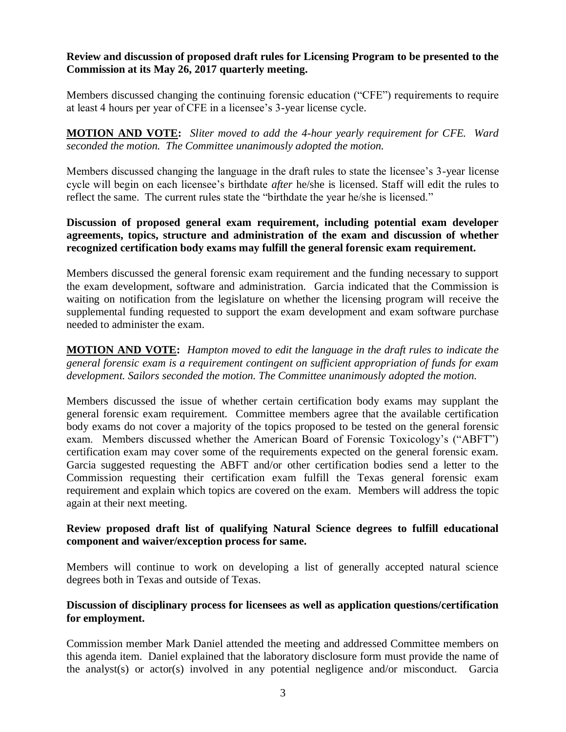**Review and discussion of proposed draft rules for Licensing Program to be presented to the Commission at its May 26, 2017 quarterly meeting.**

Members discussed changing the continuing forensic education ("CFE") requirements to require at least 4 hours per year of CFE in a licensee's 3-year license cycle.

**MOTION AND VOTE:** *Sliter moved to add the 4-hour yearly requirement for CFE. Ward seconded the motion. The Committee unanimously adopted the motion.*

Members discussed changing the language in the draft rules to state the licensee's 3-year license cycle will begin on each licensee's birthdate *after* he/she is licensed. Staff will edit the rules to reflect the same. The current rules state the "birthdate the year he/she is licensed."

**Discussion of proposed general exam requirement, including potential exam developer agreements, topics, structure and administration of the exam and discussion of whether recognized certification body exams may fulfill the general forensic exam requirement.**

Members discussed the general forensic exam requirement and the funding necessary to support the exam development, software and administration. Garcia indicated that the Commission is waiting on notification from the legislature on whether the licensing program will receive the supplemental funding requested to support the exam development and exam software purchase needed to administer the exam.

**MOTION AND VOTE:** *Hampton moved to edit the language in the draft rules to indicate the general forensic exam is a requirement contingent on sufficient appropriation of funds for exam development. Sailors seconded the motion. The Committee unanimously adopted the motion.*

Members discussed the issue of whether certain certification body exams may supplant the general forensic exam requirement. Committee members agree that the available certification body exams do not cover a majority of the topics proposed to be tested on the general forensic exam. Members discussed whether the American Board of Forensic Toxicology's ("ABFT") certification exam may cover some of the requirements expected on the general forensic exam. Garcia suggested requesting the ABFT and/or other certification bodies send a letter to the Commission requesting their certification exam fulfill the Texas general forensic exam requirement and explain which topics are covered on the exam. Members will address the topic again at their next meeting.

**Review proposed draft list of qualifying Natural Science degrees to fulfill educational component and waiver/exception process for same.**

Members will continue to work on developing a list of generally accepted natural science degrees both in Texas and outside of Texas.

**Discussion of disciplinary process for licensees as well as application questions/certification for employment.**

Commission member Mark Daniel attended the meeting and addressed Committee members on this agenda item. Daniel explained that the laboratory disclosure form must provide the name of the analyst(s) or actor(s) involved in any potential negligence and/or misconduct. Garcia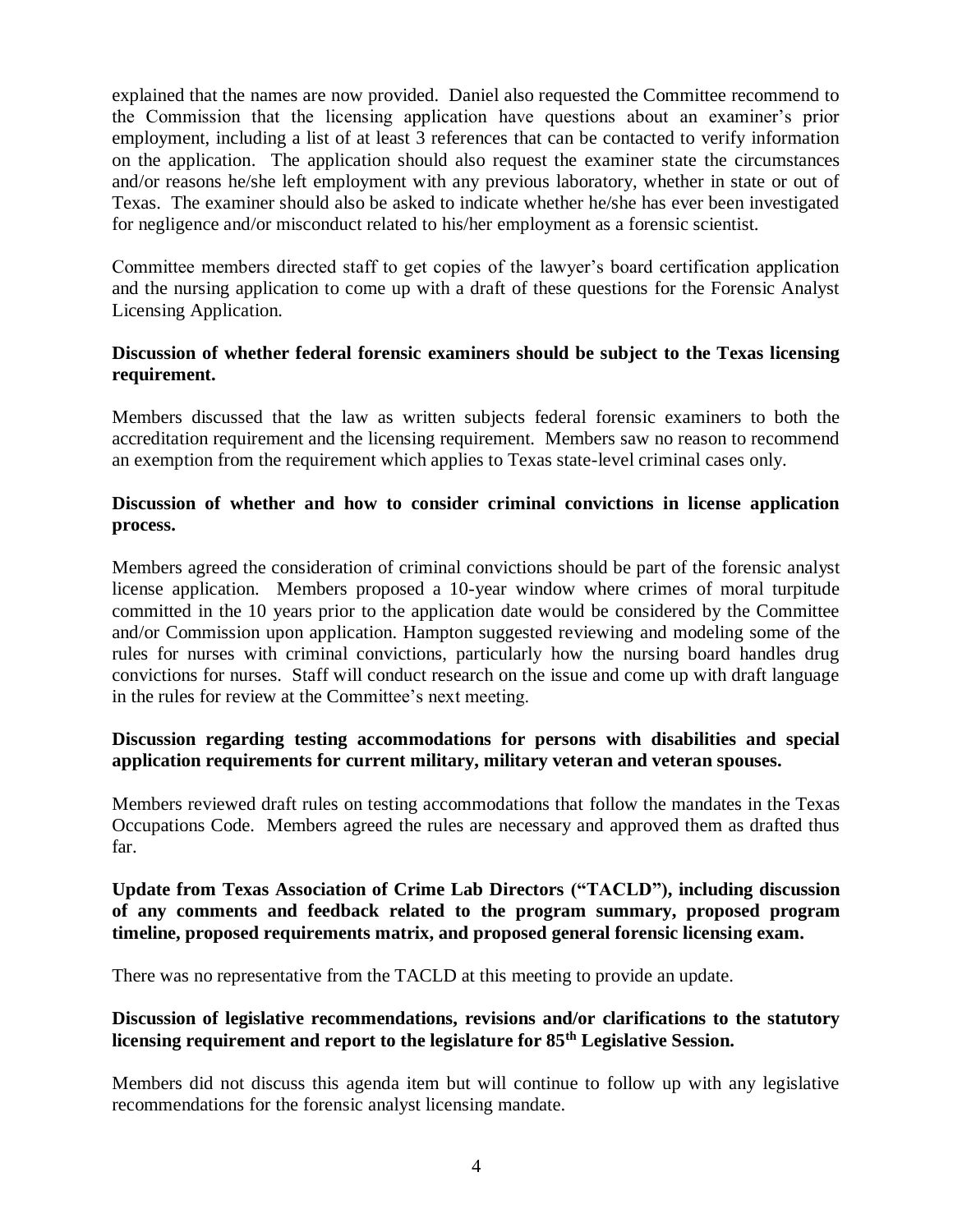explained that the names are now provided. Daniel also requested the Committee recommend to the Commission that the licensing application have questions about an examiner's prior employment, including a list of at least 3 references that can be contacted to verify information on the application. The application should also request the examiner state the circumstances and/or reasons he/she left employment with any previous laboratory, whether in state or out of Texas. The examiner should also be asked to indicate whether he/she has ever been investigated for negligence and/or misconduct related to his/her employment as a forensic scientist.

Committee members directed staff to get copies of the lawyer's board certification application and the nursing application to come up with a draft of these questions for the Forensic Analyst Licensing Application.

**Discussion of whether federal forensic examiners should be subject to the Texas licensing requirement.**

Members discussed that the law as written subjects federal forensic examiners to both the accreditation requirement and the licensing requirement. Members saw no reason to recommend an exemption from the requirement which applies to Texas state-level criminal cases only.

**Discussion of whether and how to consider criminal convictions in license application process.**

Members agreed the consideration of criminal convictions should be part of the forensic analyst license application. Members proposed a 10-year window where crimes of moral turpitude committed in the 10 years prior to the application date would be considered by the Committee and/or Commission upon application. Hampton suggested reviewing and modeling some of the rules for nurses with criminal convictions, particularly how the nursing board handles drug convictions for nurses. Staff will conduct research on the issue and come up with draft language in the rules for review at the Committee's next meeting.

**Discussion regarding testing accommodations for persons with disabilities and special application requirements for current military, military veteran and veteran spouses.**

Members reviewed draft rules on testing accommodations that follow the mandates in the Texas Occupations Code. Members agreed the rules are necessary and approved them as drafted thus far.

**Update from Texas Association of Crime Lab Directors ("TACLD"), including discussion of any comments and feedback related to the program summary, proposed program timeline, proposed requirements matrix, and proposed general forensic licensing exam.**

There was no representative from the TACLD at this meeting to provide an update.

**Discussion of legislative recommendations, revisions and/or clarifications to the statutory licensing requirement and report to the legislature for 85th Legislative Session.**

Members did not discuss this agenda item but will continue to follow up with any legislative recommendations for the forensic analyst licensing mandate.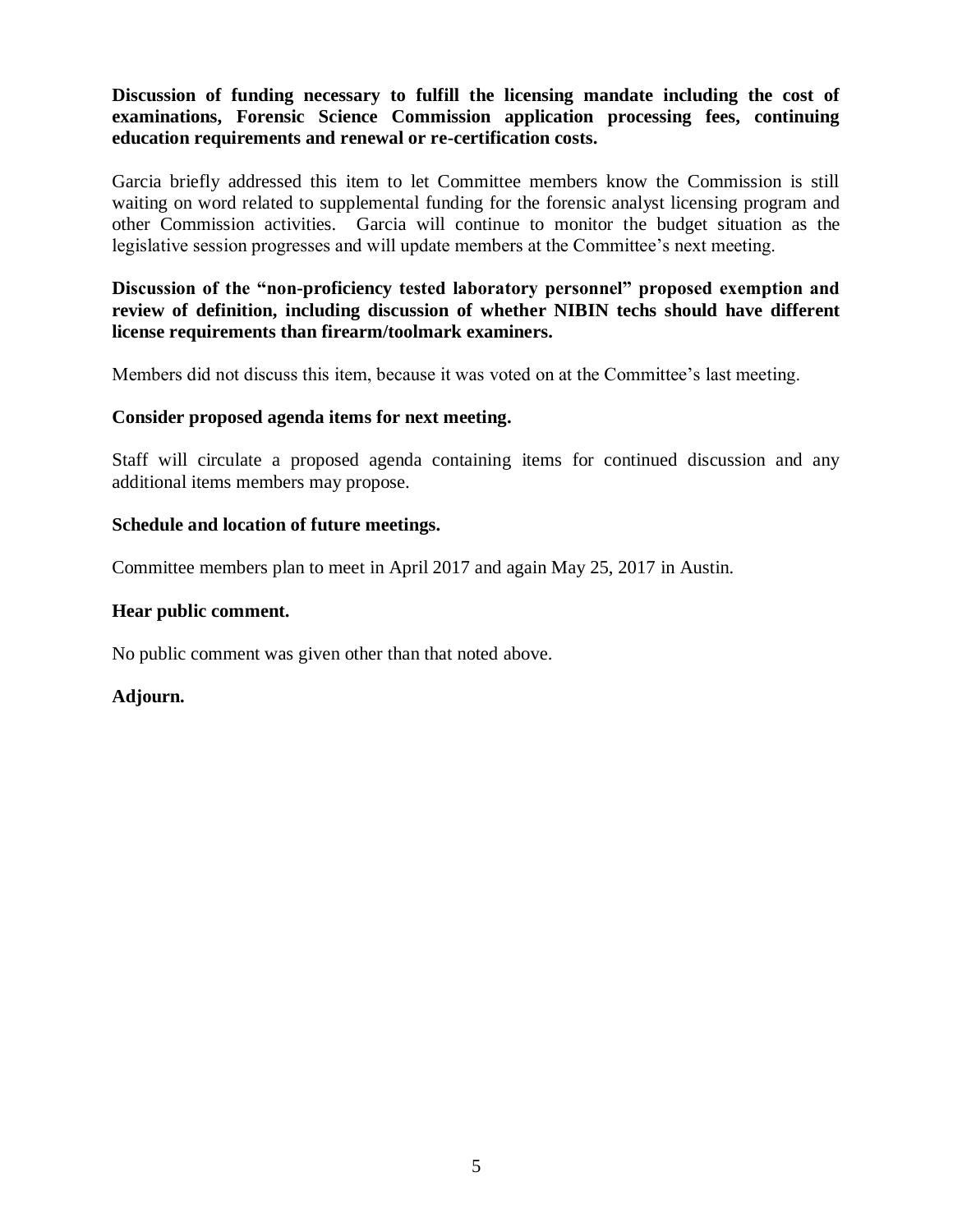**Discussion of funding necessary to fulfill the licensing mandate including the cost of examinations, Forensic Science Commission application processing fees, continuing education requirements and renewal or re-certification costs.**

Garcia briefly addressed this item to let Committee members know the Commission is still waiting on word related to supplemental funding for the forensic analyst licensing program and other Commission activities. Garcia will continue to monitor the budget situation as the legislative session progresses and will update members at the Committee's next meeting.

**Discussion of the "non-proficiency tested laboratory personnel" proposed exemption and review of definition, including discussion of whether NIBIN techs should have different license requirements than firearm/toolmark examiners.**

Members did not discuss this item, because it was voted on at the Committee's last meeting.

**Consider proposed agenda items for next meeting.**

Staff will circulate a proposed agenda containing items for continued discussion and any additional items members may propose.

**Schedule and location of future meetings.**

Committee members plan to meet in April 2017 and again May 25, 2017 in Austin.

**Hear public comment.**

No public comment was given other than that noted above.

**Adjourn.**